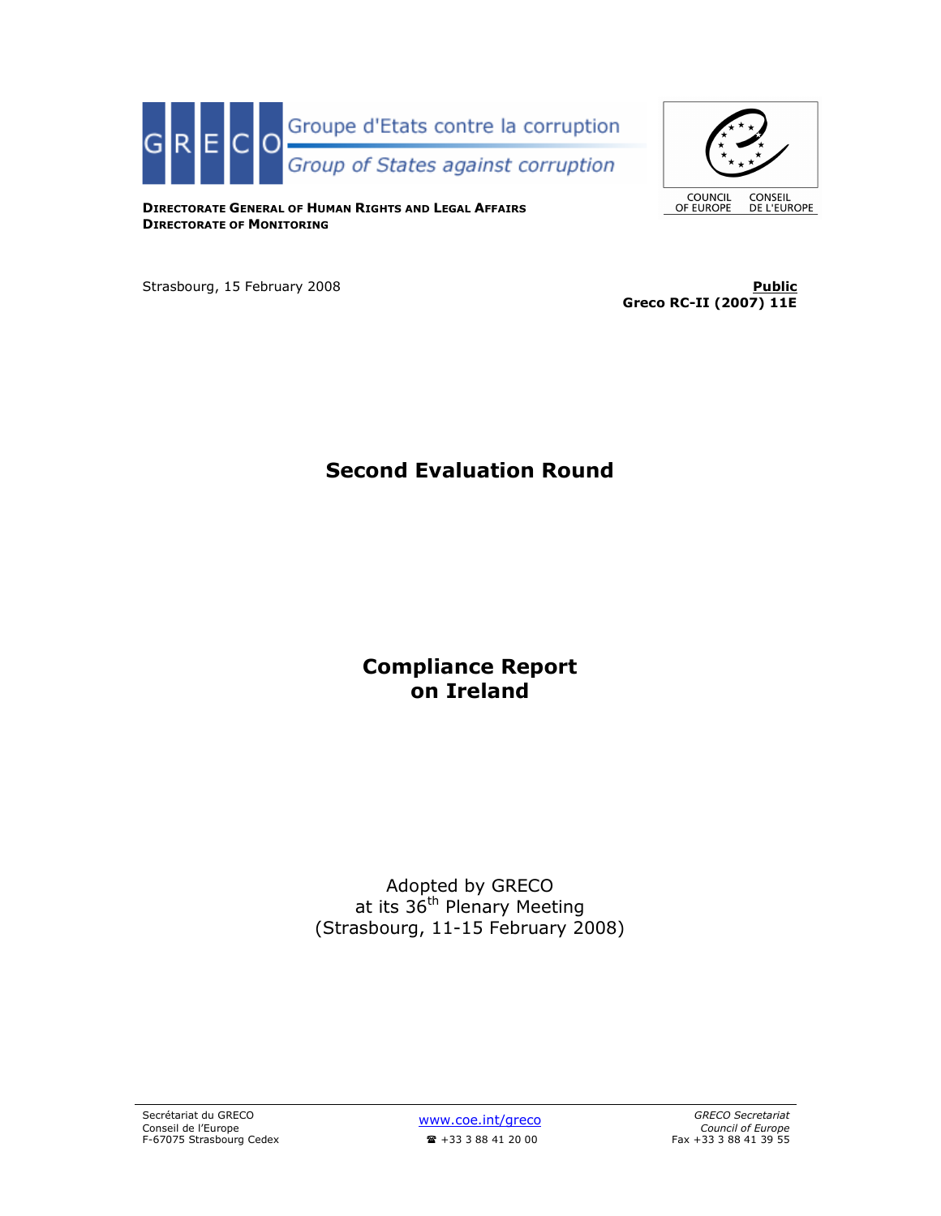GRECO Groupe d'Etats contre la corruption

Group of States against corruption

COUNCIL OF EUROPE CONSEIL DE L'EUROPE

**DIRECTORATE GENERAL OF HUMAN RIGHTS AND LEGAL AFFAIRS**
**DIRECTORATE OF MONITORING**

Strasbourg, 15 February 2008

**Public**
**Greco RC-II (2007) 11E**

# Second Evaluation Round

# Compliance Report on Ireland

Adopted by GRECO
at its 36th Plenary Meeting
(Strasbourg, 11-15 February 2008)

Secrétariat du GRECO
Conseil de l'Europe
F-67075 Strasbourg Cedex

www.coe.int/greco
☎ +33 3 88 41 20 00

*GRECO Secretariat*
*Council of Europe*
Fax +33 3 88 41 39 55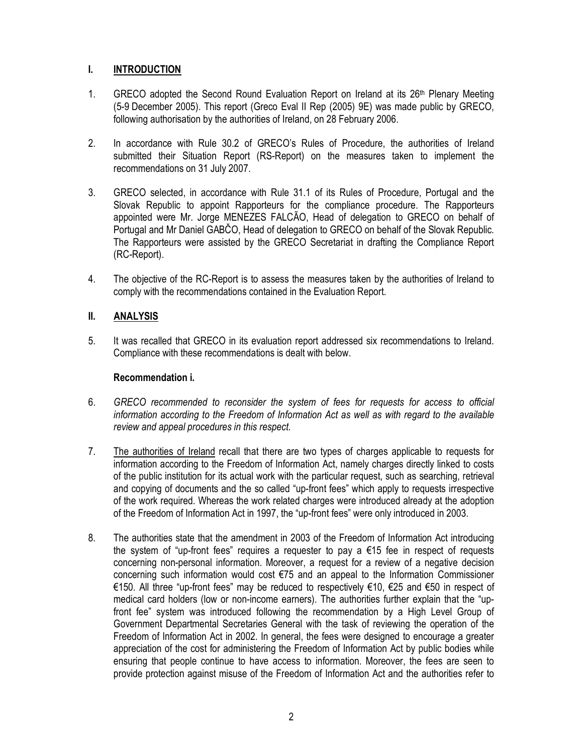## I. INTRODUCTION

1. GRECO adopted the Second Round Evaluation Report on Ireland at its 26th Plenary Meeting (5-9 December 2005). This report (Greco Eval II Rep (2005) 9E) was made public by GRECO, following authorisation by the authorities of Ireland, on 28 February 2006.

2. In accordance with Rule 30.2 of GRECO's Rules of Procedure, the authorities of Ireland submitted their Situation Report (RS-Report) on the measures taken to implement the recommendations on 31 July 2007.

3. GRECO selected, in accordance with Rule 31.1 of its Rules of Procedure, Portugal and the Slovak Republic to appoint Rapporteurs for the compliance procedure. The Rapporteurs appointed were Mr. Jorge MENEZES FALCÃO, Head of delegation to GRECO on behalf of Portugal and Mr Daniel GABČO, Head of delegation to GRECO on behalf of the Slovak Republic. The Rapporteurs were assisted by the GRECO Secretariat in drafting the Compliance Report (RC-Report).

4. The objective of the RC-Report is to assess the measures taken by the authorities of Ireland to comply with the recommendations contained in the Evaluation Report.

## II. ANALYSIS

5. It was recalled that GRECO in its evaluation report addressed six recommendations to Ireland. Compliance with these recommendations is dealt with below.

### Recommendation i.

6. *GRECO recommended to reconsider the system of fees for requests for access to official information according to the Freedom of Information Act as well as with regard to the available review and appeal procedures in this respect.*

7. The authorities of Ireland recall that there are two types of charges applicable to requests for information according to the Freedom of Information Act, namely charges directly linked to costs of the public institution for its actual work with the particular request, such as searching, retrieval and copying of documents and the so called "up-front fees" which apply to requests irrespective of the work required. Whereas the work related charges were introduced already at the adoption of the Freedom of Information Act in 1997, the "up-front fees" were only introduced in 2003.

8. The authorities state that the amendment in 2003 of the Freedom of Information Act introducing the system of "up-front fees" requires a requester to pay a €15 fee in respect of requests concerning non-personal information. Moreover, a request for a review of a negative decision concerning such information would cost €75 and an appeal to the Information Commissioner €150. All three "up-front fees" may be reduced to respectively €10, €25 and €50 in respect of medical card holders (low or non-income earners). The authorities further explain that the "up-front fee" system was introduced following the recommendation by a High Level Group of Government Departmental Secretaries General with the task of reviewing the operation of the Freedom of Information Act in 2002. In general, the fees were designed to encourage a greater appreciation of the cost for administering the Freedom of Information Act by public bodies while ensuring that people continue to have access to information. Moreover, the fees are seen to provide protection against misuse of the Freedom of Information Act and the authorities refer to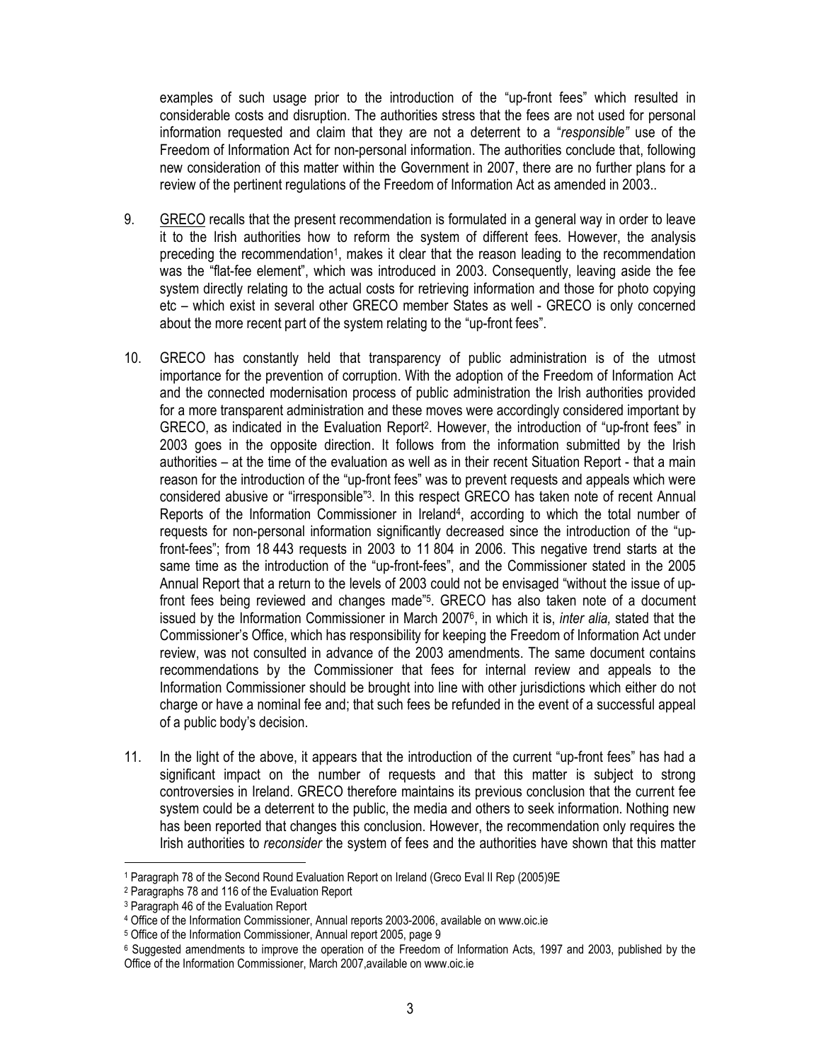examples of such usage prior to the introduction of the "up-front fees" which resulted in considerable costs and disruption. The authorities stress that the fees are not used for personal information requested and claim that they are not a deterrent to a "*responsible"* use of the Freedom of Information Act for non-personal information. The authorities conclude that, following new consideration of this matter within the Government in 2007, there are no further plans for a review of the pertinent regulations of the Freedom of Information Act as amended in 2003..

9. GRECO recalls that the present recommendation is formulated in a general way in order to leave it to the Irish authorities how to reform the system of different fees. However, the analysis preceding the recommendation[1], makes it clear that the reason leading to the recommendation was the "flat-fee element", which was introduced in 2003. Consequently, leaving aside the fee system directly relating to the actual costs for retrieving information and those for photo copying etc – which exist in several other GRECO member States as well - GRECO is only concerned about the more recent part of the system relating to the "up-front fees".

10. GRECO has constantly held that transparency of public administration is of the utmost importance for the prevention of corruption. With the adoption of the Freedom of Information Act and the connected modernisation process of public administration the Irish authorities provided for a more transparent administration and these moves were accordingly considered important by GRECO, as indicated in the Evaluation Report[2]. However, the introduction of "up-front fees" in 2003 goes in the opposite direction. It follows from the information submitted by the Irish authorities – at the time of the evaluation as well as in their recent Situation Report - that a main reason for the introduction of the "up-front fees" was to prevent requests and appeals which were considered abusive or "irresponsible"[3]. In this respect GRECO has taken note of recent Annual Reports of the Information Commissioner in Ireland[4], according to which the total number of requests for non-personal information significantly decreased since the introduction of the "up-front-fees"; from 18 443 requests in 2003 to 11 804 in 2006. This negative trend starts at the same time as the introduction of the "up-front-fees", and the Commissioner stated in the 2005 Annual Report that a return to the levels of 2003 could not be envisaged "without the issue of up-front fees being reviewed and changes made"[5]. GRECO has also taken note of a document issued by the Information Commissioner in March 2007[6], in which it is, *inter alia,* stated that the Commissioner's Office, which has responsibility for keeping the Freedom of Information Act under review, was not consulted in advance of the 2003 amendments. The same document contains recommendations by the Commissioner that fees for internal review and appeals to the Information Commissioner should be brought into line with other jurisdictions which either do not charge or have a nominal fee and; that such fees be refunded in the event of a successful appeal of a public body's decision.

11. In the light of the above, it appears that the introduction of the current "up-front fees" has had a significant impact on the number of requests and that this matter is subject to strong controversies in Ireland. GRECO therefore maintains its previous conclusion that the current fee system could be a deterrent to the public, the media and others to seek information. Nothing new has been reported that changes this conclusion. However, the recommendation only requires the Irish authorities to *reconsider* the system of fees and the authorities have shown that this matter

---

[1] Paragraph 78 of the Second Round Evaluation Report on Ireland (Greco Eval II Rep (2005)9E

[2] Paragraphs 78 and 116 of the Evaluation Report

[3] Paragraph 46 of the Evaluation Report

[4] Office of the Information Commissioner, Annual reports 2003-2006, available on www.oic.ie

[5] Office of the Information Commissioner, Annual report 2005, page 9

[6] Suggested amendments to improve the operation of the Freedom of Information Acts, 1997 and 2003, published by the Office of the Information Commissioner, March 2007,available on www.oic.ie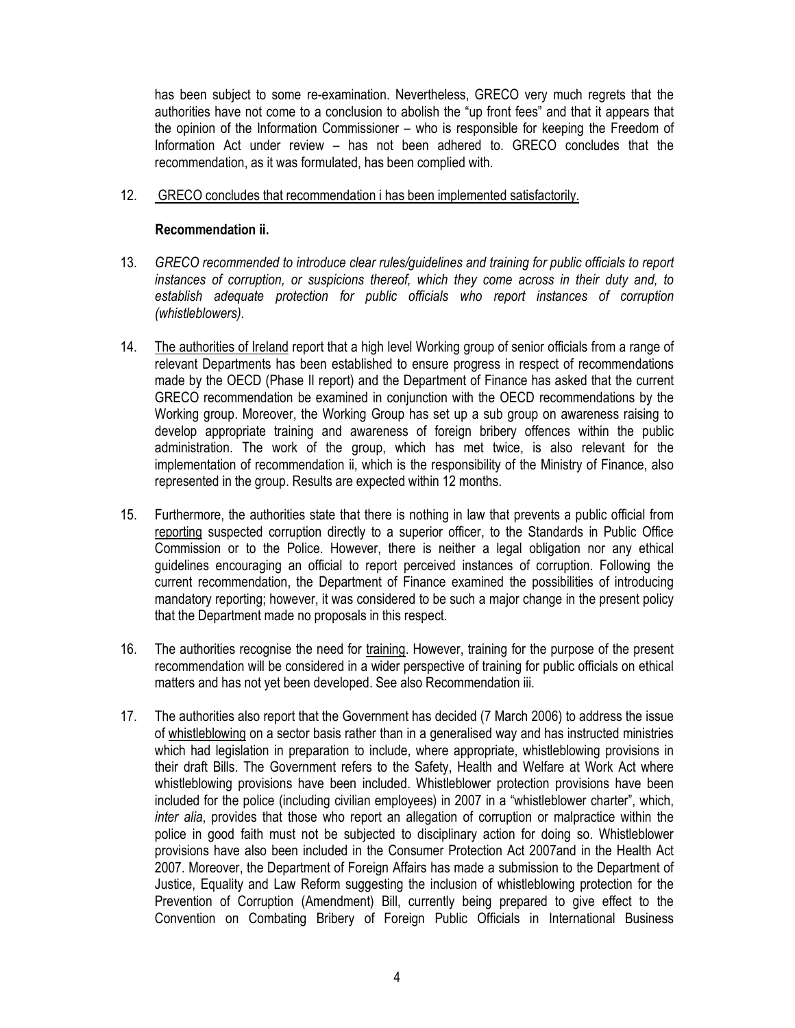has been subject to some re-examination. Nevertheless, GRECO very much regrets that the authorities have not come to a conclusion to abolish the "up front fees" and that it appears that the opinion of the Information Commissioner – who is responsible for keeping the Freedom of Information Act under review – has not been adhered to. GRECO concludes that the recommendation, as it was formulated, has been complied with.

12. GRECO concludes that recommendation i has been implemented satisfactorily.

**Recommendation ii.**

13. *GRECO recommended to introduce clear rules/guidelines and training for public officials to report instances of corruption, or suspicions thereof, which they come across in their duty and, to establish adequate protection for public officials who report instances of corruption (whistleblowers).*

14. The authorities of Ireland report that a high level Working group of senior officials from a range of relevant Departments has been established to ensure progress in respect of recommendations made by the OECD (Phase II report) and the Department of Finance has asked that the current GRECO recommendation be examined in conjunction with the OECD recommendations by the Working group. Moreover, the Working Group has set up a sub group on awareness raising to develop appropriate training and awareness of foreign bribery offences within the public administration. The work of the group, which has met twice, is also relevant for the implementation of recommendation ii, which is the responsibility of the Ministry of Finance, also represented in the group. Results are expected within 12 months.

15. Furthermore, the authorities state that there is nothing in law that prevents a public official from reporting suspected corruption directly to a superior officer, to the Standards in Public Office Commission or to the Police. However, there is neither a legal obligation nor any ethical guidelines encouraging an official to report perceived instances of corruption. Following the current recommendation, the Department of Finance examined the possibilities of introducing mandatory reporting; however, it was considered to be such a major change in the present policy that the Department made no proposals in this respect.

16. The authorities recognise the need for training. However, training for the purpose of the present recommendation will be considered in a wider perspective of training for public officials on ethical matters and has not yet been developed. See also Recommendation iii.

17. The authorities also report that the Government has decided (7 March 2006) to address the issue of whistleblowing on a sector basis rather than in a generalised way and has instructed ministries which had legislation in preparation to include, where appropriate, whistleblowing provisions in their draft Bills. The Government refers to the Safety, Health and Welfare at Work Act where whistleblowing provisions have been included. Whistleblower protection provisions have been included for the police (including civilian employees) in 2007 in a "whistleblower charter", which, *inter alia*, provides that those who report an allegation of corruption or malpractice within the police in good faith must not be subjected to disciplinary action for doing so. Whistleblower provisions have also been included in the Consumer Protection Act 2007and in the Health Act 2007. Moreover, the Department of Foreign Affairs has made a submission to the Department of Justice, Equality and Law Reform suggesting the inclusion of whistleblowing protection for the Prevention of Corruption (Amendment) Bill, currently being prepared to give effect to the Convention on Combating Bribery of Foreign Public Officials in International Business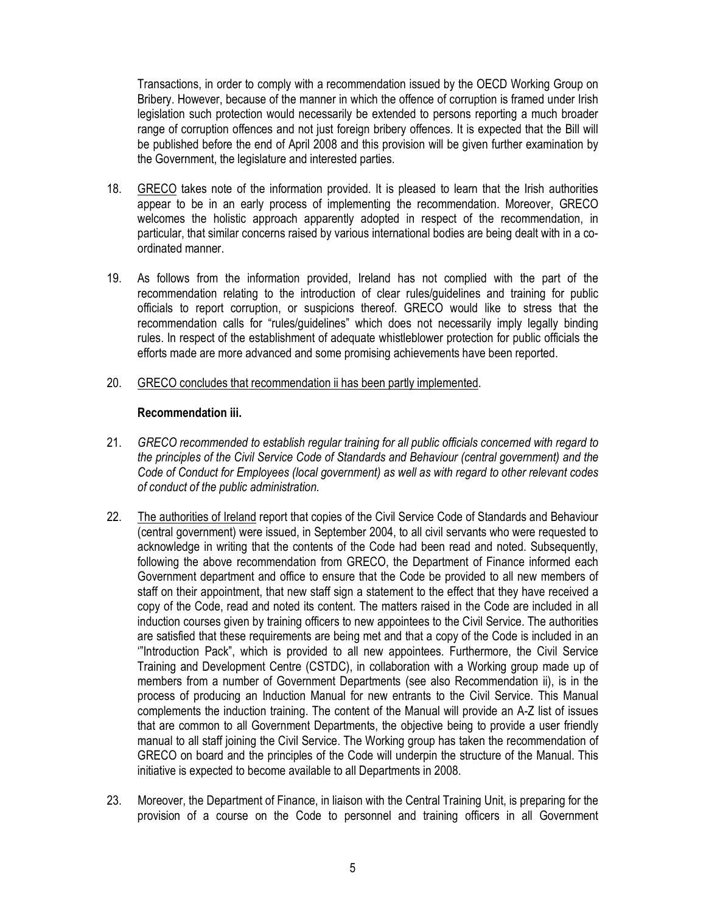Transactions, in order to comply with a recommendation issued by the OECD Working Group on Bribery. However, because of the manner in which the offence of corruption is framed under Irish legislation such protection would necessarily be extended to persons reporting a much broader range of corruption offences and not just foreign bribery offences. It is expected that the Bill will be published before the end of April 2008 and this provision will be given further examination by the Government, the legislature and interested parties.

18. GRECO takes note of the information provided. It is pleased to learn that the Irish authorities appear to be in an early process of implementing the recommendation. Moreover, GRECO welcomes the holistic approach apparently adopted in respect of the recommendation, in particular, that similar concerns raised by various international bodies are being dealt with in a co-ordinated manner.

19. As follows from the information provided, Ireland has not complied with the part of the recommendation relating to the introduction of clear rules/guidelines and training for public officials to report corruption, or suspicions thereof. GRECO would like to stress that the recommendation calls for "rules/guidelines" which does not necessarily imply legally binding rules. In respect of the establishment of adequate whistleblower protection for public officials the efforts made are more advanced and some promising achievements have been reported.

20. GRECO concludes that recommendation ii has been partly implemented.

**Recommendation iii.**

21. *GRECO recommended to establish regular training for all public officials concerned with regard to the principles of the Civil Service Code of Standards and Behaviour (central government) and the Code of Conduct for Employees (local government) as well as with regard to other relevant codes of conduct of the public administration.*

22. The authorities of Ireland report that copies of the Civil Service Code of Standards and Behaviour (central government) were issued, in September 2004, to all civil servants who were requested to acknowledge in writing that the contents of the Code had been read and noted. Subsequently, following the above recommendation from GRECO, the Department of Finance informed each Government department and office to ensure that the Code be provided to all new members of staff on their appointment, that new staff sign a statement to the effect that they have received a copy of the Code, read and noted its content. The matters raised in the Code are included in all induction courses given by training officers to new appointees to the Civil Service. The authorities are satisfied that these requirements are being met and that a copy of the Code is included in an '"Introduction Pack", which is provided to all new appointees. Furthermore, the Civil Service Training and Development Centre (CSTDC), in collaboration with a Working group made up of members from a number of Government Departments (see also Recommendation ii), is in the process of producing an Induction Manual for new entrants to the Civil Service. This Manual complements the induction training. The content of the Manual will provide an A-Z list of issues that are common to all Government Departments, the objective being to provide a user friendly manual to all staff joining the Civil Service. The Working group has taken the recommendation of GRECO on board and the principles of the Code will underpin the structure of the Manual. This initiative is expected to become available to all Departments in 2008.

23. Moreover, the Department of Finance, in liaison with the Central Training Unit, is preparing for the provision of a course on the Code to personnel and training officers in all Government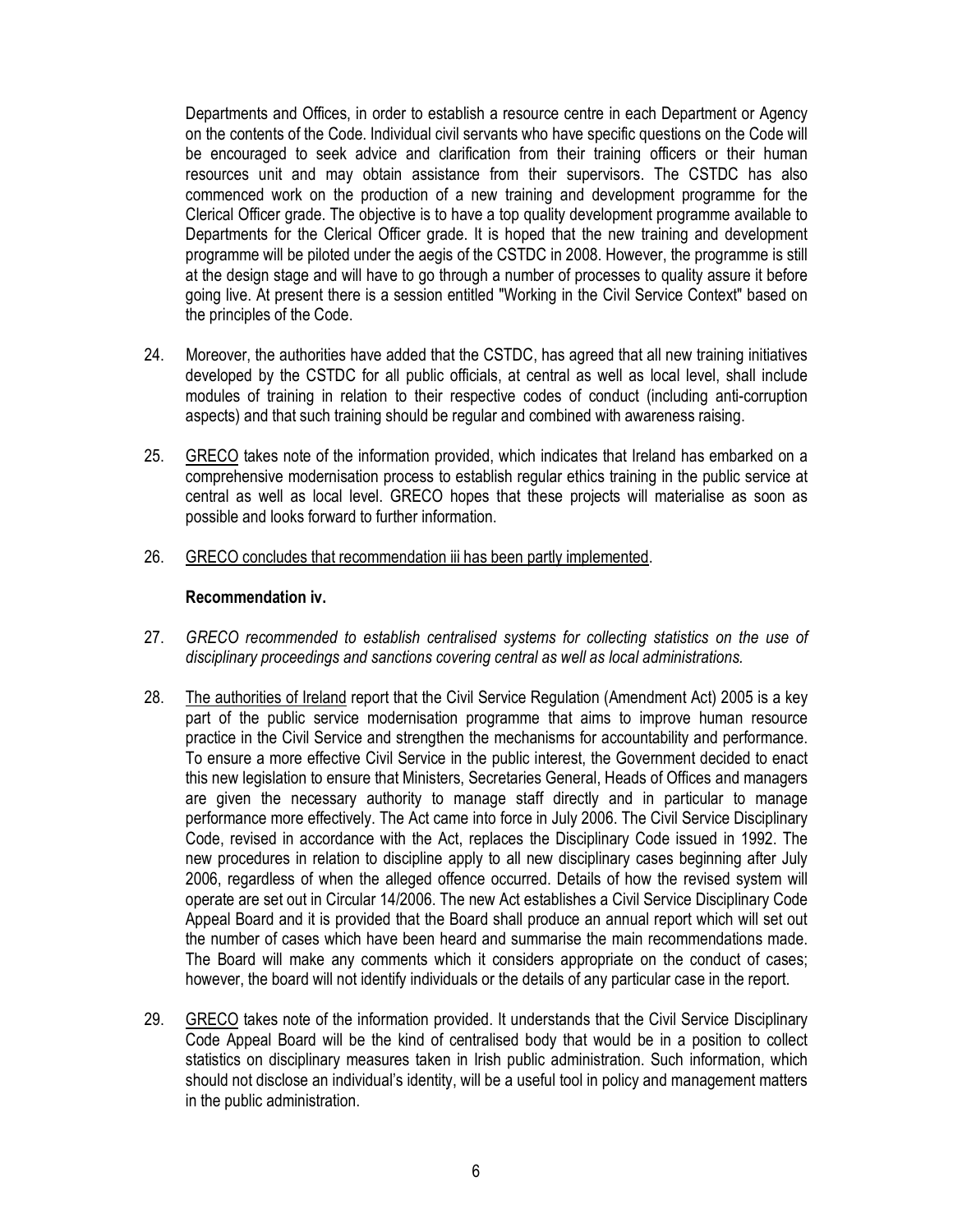Departments and Offices, in order to establish a resource centre in each Department or Agency on the contents of the Code. Individual civil servants who have specific questions on the Code will be encouraged to seek advice and clarification from their training officers or their human resources unit and may obtain assistance from their supervisors. The CSTDC has also commenced work on the production of a new training and development programme for the Clerical Officer grade. The objective is to have a top quality development programme available to Departments for the Clerical Officer grade. It is hoped that the new training and development programme will be piloted under the aegis of the CSTDC in 2008. However, the programme is still at the design stage and will have to go through a number of processes to quality assure it before going live. At present there is a session entitled "Working in the Civil Service Context" based on the principles of the Code.

24. Moreover, the authorities have added that the CSTDC, has agreed that all new training initiatives developed by the CSTDC for all public officials, at central as well as local level, shall include modules of training in relation to their respective codes of conduct (including anti-corruption aspects) and that such training should be regular and combined with awareness raising.

25. GRECO takes note of the information provided, which indicates that Ireland has embarked on a comprehensive modernisation process to establish regular ethics training in the public service at central as well as local level. GRECO hopes that these projects will materialise as soon as possible and looks forward to further information.

26. GRECO concludes that recommendation iii has been partly implemented.

**Recommendation iv.**

27. *GRECO recommended to establish centralised systems for collecting statistics on the use of disciplinary proceedings and sanctions covering central as well as local administrations.*

28. The authorities of Ireland report that the Civil Service Regulation (Amendment Act) 2005 is a key part of the public service modernisation programme that aims to improve human resource practice in the Civil Service and strengthen the mechanisms for accountability and performance. To ensure a more effective Civil Service in the public interest, the Government decided to enact this new legislation to ensure that Ministers, Secretaries General, Heads of Offices and managers are given the necessary authority to manage staff directly and in particular to manage performance more effectively. The Act came into force in July 2006. The Civil Service Disciplinary Code, revised in accordance with the Act, replaces the Disciplinary Code issued in 1992. The new procedures in relation to discipline apply to all new disciplinary cases beginning after July 2006, regardless of when the alleged offence occurred. Details of how the revised system will operate are set out in Circular 14/2006. The new Act establishes a Civil Service Disciplinary Code Appeal Board and it is provided that the Board shall produce an annual report which will set out the number of cases which have been heard and summarise the main recommendations made. The Board will make any comments which it considers appropriate on the conduct of cases; however, the board will not identify individuals or the details of any particular case in the report.

29. GRECO takes note of the information provided. It understands that the Civil Service Disciplinary Code Appeal Board will be the kind of centralised body that would be in a position to collect statistics on disciplinary measures taken in Irish public administration. Such information, which should not disclose an individual's identity, will be a useful tool in policy and management matters in the public administration.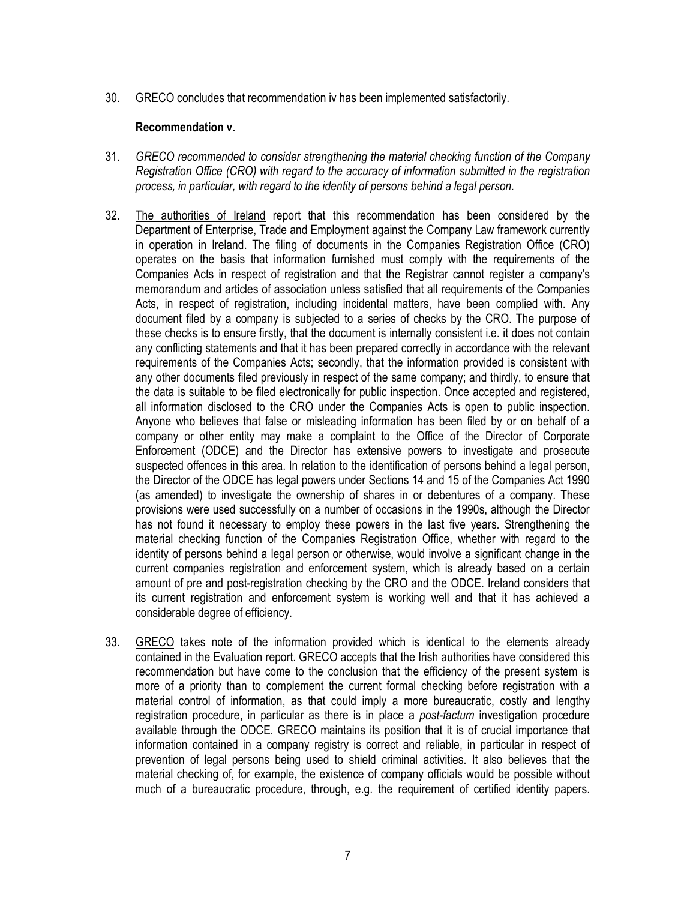30. GRECO concludes that recommendation iv has been implemented satisfactorily.

**Recommendation v.**

31. *GRECO recommended to consider strengthening the material checking function of the Company Registration Office (CRO) with regard to the accuracy of information submitted in the registration process, in particular, with regard to the identity of persons behind a legal person.*

32. The authorities of Ireland report that this recommendation has been considered by the Department of Enterprise, Trade and Employment against the Company Law framework currently in operation in Ireland. The filing of documents in the Companies Registration Office (CRO) operates on the basis that information furnished must comply with the requirements of the Companies Acts in respect of registration and that the Registrar cannot register a company's memorandum and articles of association unless satisfied that all requirements of the Companies Acts, in respect of registration, including incidental matters, have been complied with. Any document filed by a company is subjected to a series of checks by the CRO. The purpose of these checks is to ensure firstly, that the document is internally consistent i.e. it does not contain any conflicting statements and that it has been prepared correctly in accordance with the relevant requirements of the Companies Acts; secondly, that the information provided is consistent with any other documents filed previously in respect of the same company; and thirdly, to ensure that the data is suitable to be filed electronically for public inspection. Once accepted and registered, all information disclosed to the CRO under the Companies Acts is open to public inspection. Anyone who believes that false or misleading information has been filed by or on behalf of a company or other entity may make a complaint to the Office of the Director of Corporate Enforcement (ODCE) and the Director has extensive powers to investigate and prosecute suspected offences in this area. In relation to the identification of persons behind a legal person, the Director of the ODCE has legal powers under Sections 14 and 15 of the Companies Act 1990 (as amended) to investigate the ownership of shares in or debentures of a company. These provisions were used successfully on a number of occasions in the 1990s, although the Director has not found it necessary to employ these powers in the last five years. Strengthening the material checking function of the Companies Registration Office, whether with regard to the identity of persons behind a legal person or otherwise, would involve a significant change in the current companies registration and enforcement system, which is already based on a certain amount of pre and post-registration checking by the CRO and the ODCE. Ireland considers that its current registration and enforcement system is working well and that it has achieved a considerable degree of efficiency.

33. GRECO takes note of the information provided which is identical to the elements already contained in the Evaluation report. GRECO accepts that the Irish authorities have considered this recommendation but have come to the conclusion that the efficiency of the present system is more of a priority than to complement the current formal checking before registration with a material control of information, as that could imply a more bureaucratic, costly and lengthy registration procedure, in particular as there is in place a *post-factum* investigation procedure available through the ODCE. GRECO maintains its position that it is of crucial importance that information contained in a company registry is correct and reliable, in particular in respect of prevention of legal persons being used to shield criminal activities. It also believes that the material checking of, for example, the existence of company officials would be possible without much of a bureaucratic procedure, through, e.g. the requirement of certified identity papers.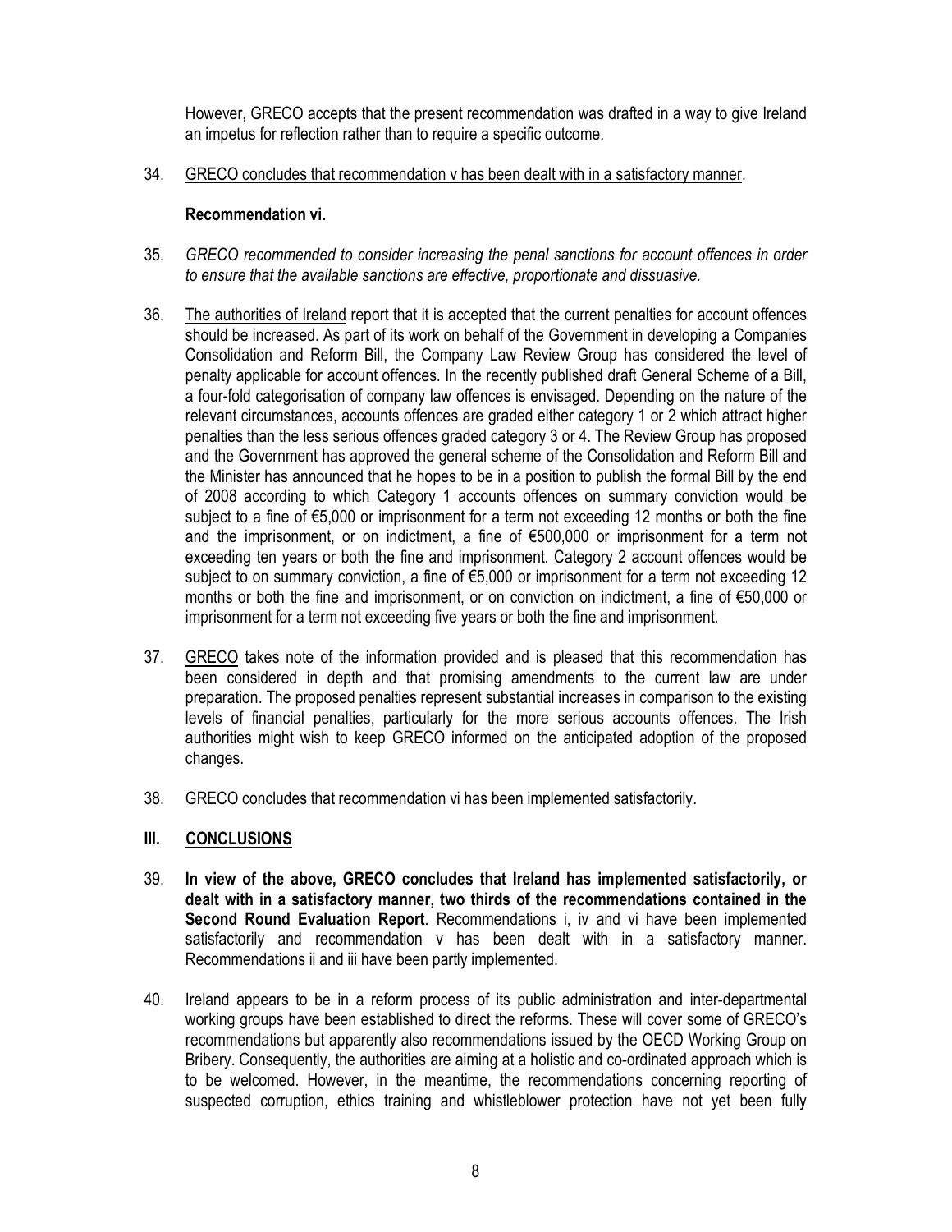However, GRECO accepts that the present recommendation was drafted in a way to give Ireland an impetus for reflection rather than to require a specific outcome.

34. GRECO concludes that recommendation v has been dealt with in a satisfactory manner.

**Recommendation vi.**

35. *GRECO recommended to consider increasing the penal sanctions for account offences in order to ensure that the available sanctions are effective, proportionate and dissuasive.*

36. The authorities of Ireland report that it is accepted that the current penalties for account offences should be increased. As part of its work on behalf of the Government in developing a Companies Consolidation and Reform Bill, the Company Law Review Group has considered the level of penalty applicable for account offences. In the recently published draft General Scheme of a Bill, a four-fold categorisation of company law offences is envisaged. Depending on the nature of the relevant circumstances, accounts offences are graded either category 1 or 2 which attract higher penalties than the less serious offences graded category 3 or 4. The Review Group has proposed and the Government has approved the general scheme of the Consolidation and Reform Bill and the Minister has announced that he hopes to be in a position to publish the formal Bill by the end of 2008 according to which Category 1 accounts offences on summary conviction would be subject to a fine of €5,000 or imprisonment for a term not exceeding 12 months or both the fine and the imprisonment, or on indictment, a fine of €500,000 or imprisonment for a term not exceeding ten years or both the fine and imprisonment. Category 2 account offences would be subject to on summary conviction, a fine of €5,000 or imprisonment for a term not exceeding 12 months or both the fine and imprisonment, or on conviction on indictment, a fine of €50,000 or imprisonment for a term not exceeding five years or both the fine and imprisonment.

37. GRECO takes note of the information provided and is pleased that this recommendation has been considered in depth and that promising amendments to the current law are under preparation. The proposed penalties represent substantial increases in comparison to the existing levels of financial penalties, particularly for the more serious accounts offences. The Irish authorities might wish to keep GRECO informed on the anticipated adoption of the proposed changes.

38. GRECO concludes that recommendation vi has been implemented satisfactorily.

## III. CONCLUSIONS

39. **In view of the above, GRECO concludes that Ireland has implemented satisfactorily, or dealt with in a satisfactory manner, two thirds of the recommendations contained in the Second Round Evaluation Report**. Recommendations i, iv and vi have been implemented satisfactorily and recommendation v has been dealt with in a satisfactory manner. Recommendations ii and iii have been partly implemented.

40. Ireland appears to be in a reform process of its public administration and inter-departmental working groups have been established to direct the reforms. These will cover some of GRECO's recommendations but apparently also recommendations issued by the OECD Working Group on Bribery. Consequently, the authorities are aiming at a holistic and co-ordinated approach which is to be welcomed. However, in the meantime, the recommendations concerning reporting of suspected corruption, ethics training and whistleblower protection have not yet been fully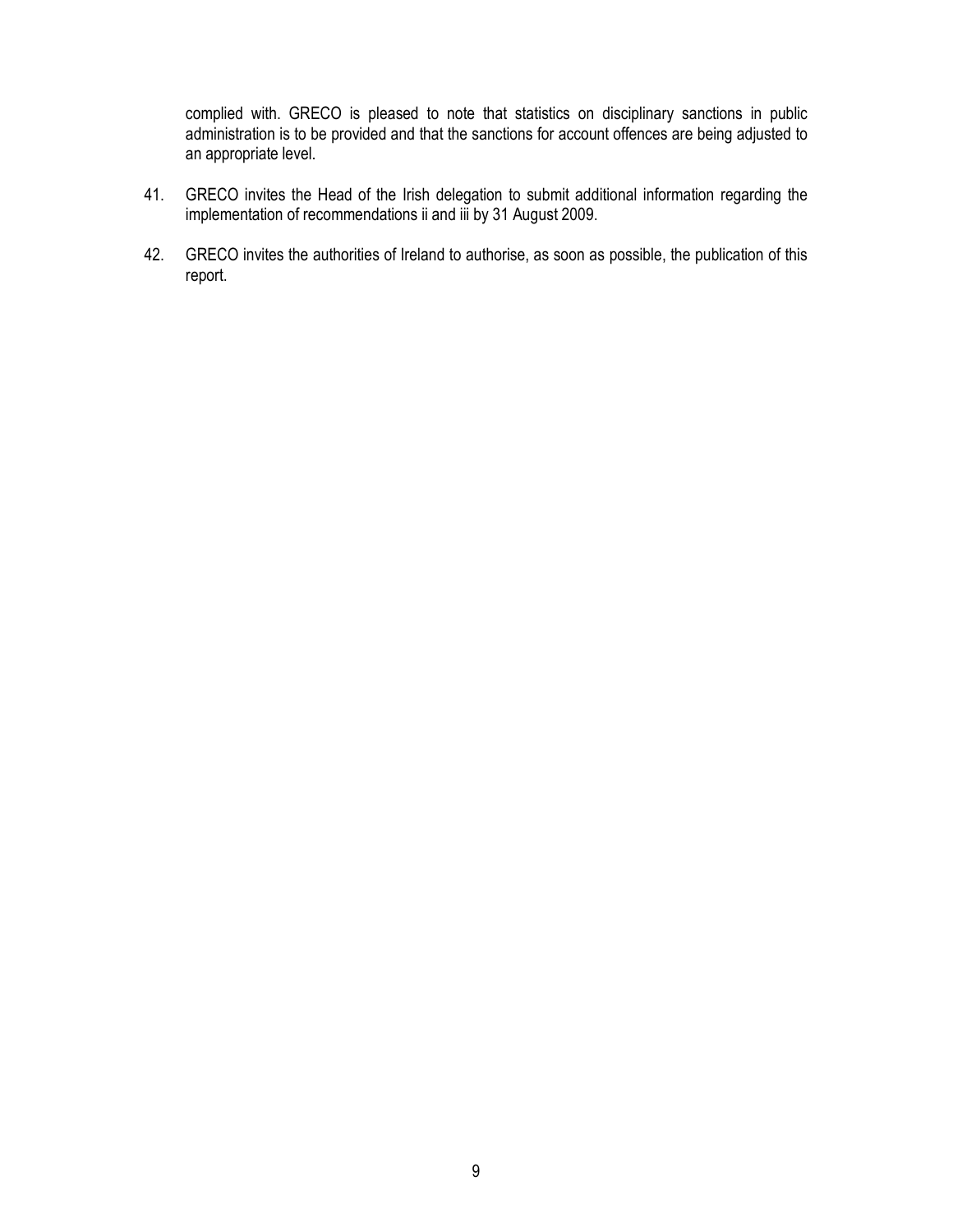complied with. GRECO is pleased to note that statistics on disciplinary sanctions in public administration is to be provided and that the sanctions for account offences are being adjusted to an appropriate level.

41. GRECO invites the Head of the Irish delegation to submit additional information regarding the implementation of recommendations ii and iii by 31 August 2009.

42. GRECO invites the authorities of Ireland to authorise, as soon as possible, the publication of this report.